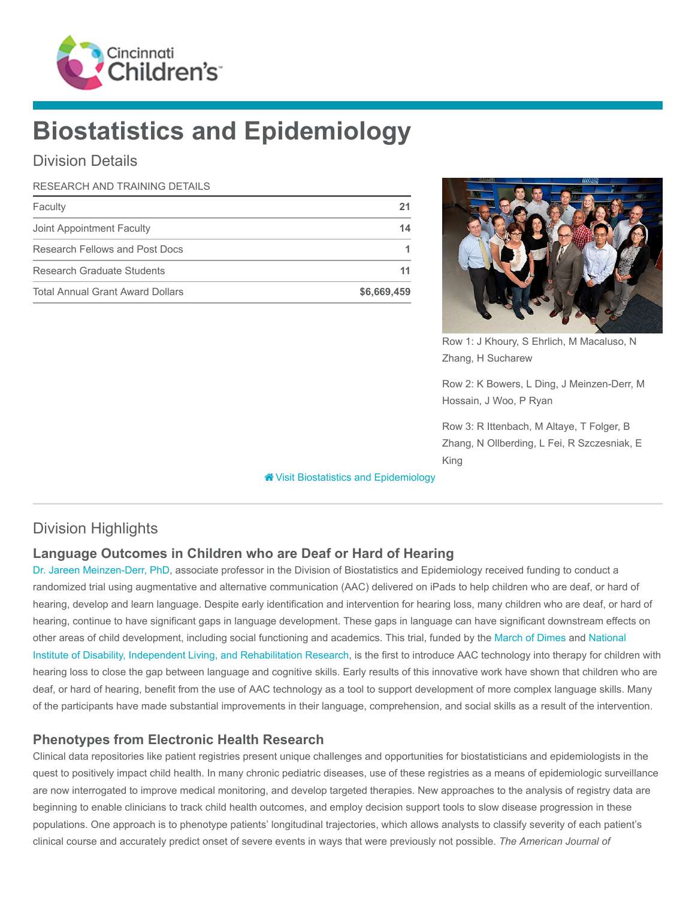# Biostatistics and Epidemiology

## Division Details

| RESEARCH AND TRAINING DETAILS | |
|---|---|
| Faculty | 21 |
| Joint Appointment Faculty | 14 |
| Research Fellows and Post Docs | 1 |
| Research Graduate Students | 11 |
| Total Annual Grant Award Dollars | $6,669,459 |

Row 1: J Khoury, S Ehrlich, M Macaluso, N Zhang, H Sucharew

Row 2: K Bowers, L Ding, J Meinzen-Derr, M Hossain, J Woo, P Ryan

Row 3: R Ittenbach, M Altaye, T Folger, B Zhang, N Ollberding, L Fei, R Szczesniak, E King

Visit Biostatistics and Epidemiology

## Division Highlights

### Language Outcomes in Children who are Deaf or Hard of Hearing

Dr. Jareen Meinzen-Derr, PhD, associate professor in the Division of Biostatistics and Epidemiology received funding to conduct a randomized trial using augmentative and alternative communication (AAC) delivered on iPads to help children who are deaf, or hard of hearing, develop and learn language. Despite early identification and intervention for hearing loss, many children who are deaf, or hard of hearing, continue to have significant gaps in language development. These gaps in language can have significant downstream effects on other areas of child development, including social functioning and academics. This trial, funded by the March of Dimes and National Institute of Disability, Independent Living, and Rehabilitation Research, is the first to introduce AAC technology into therapy for children with hearing loss to close the gap between language and cognitive skills. Early results of this innovative work have shown that children who are deaf, or hard of hearing, benefit from the use of AAC technology as a tool to support development of more complex language skills. Many of the participants have made substantial improvements in their language, comprehension, and social skills as a result of the intervention.

### Phenotypes from Electronic Health Research

Clinical data repositories like patient registries present unique challenges and opportunities for biostatisticians and epidemiologists in the quest to positively impact child health. In many chronic pediatric diseases, use of these registries as a means of epidemiologic surveillance are now interrogated to improve medical monitoring, and develop targeted therapies. New approaches to the analysis of registry data are beginning to enable clinicians to track child health outcomes, and employ decision support tools to slow disease progression in these populations. One approach is to phenotype patients' longitudinal trajectories, which allows analysts to classify severity of each patient's clinical course and accurately predict onset of severe events in ways that were previously not possible. *The American Journal of*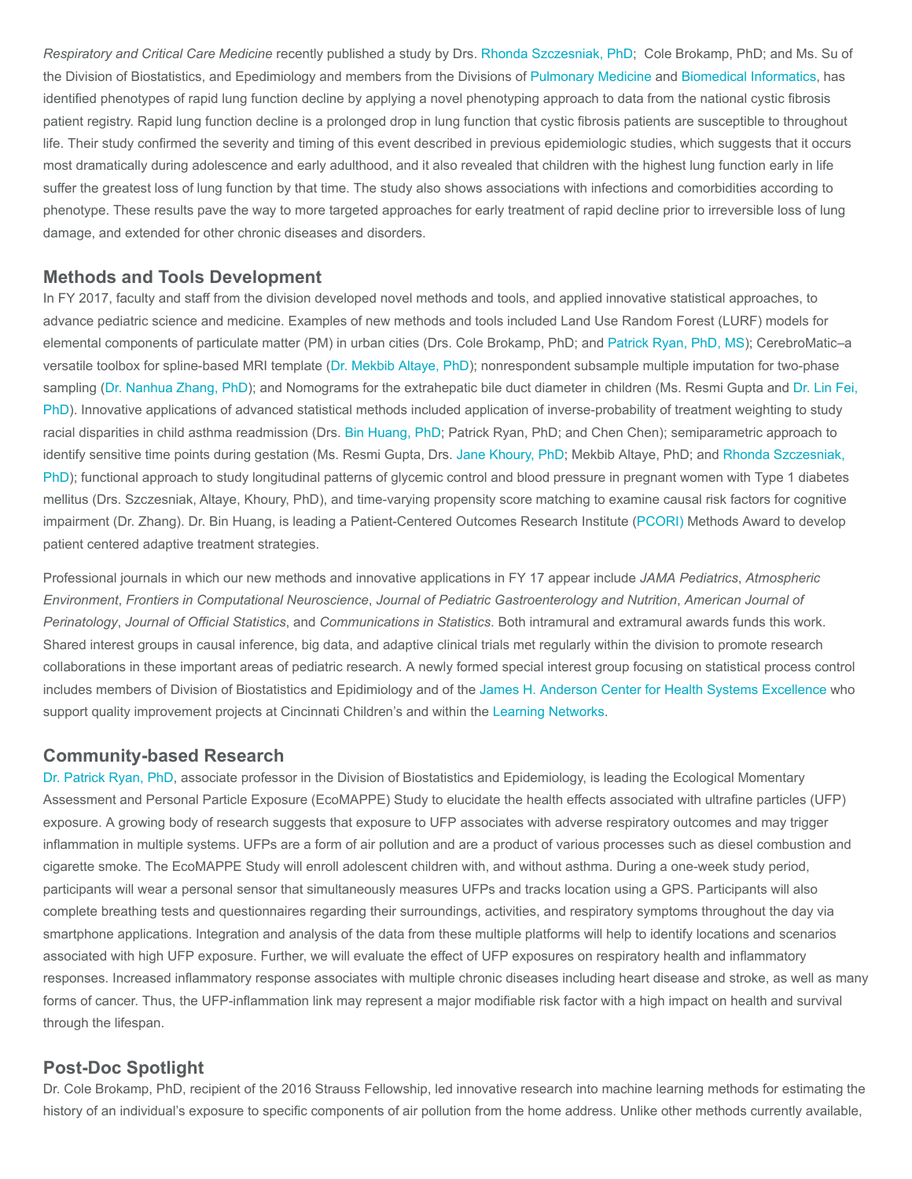*Respiratory and Critical Care Medicine* recently published a study by Drs. Rhonda Szczesniak, PhD; Cole Brokamp, PhD; and Ms. Su of the Division of Biostatistics, and Epedemiology and members from the Divisions of Pulmonary Medicine and Biomedical Informatics, has identified phenotypes of rapid lung function decline by applying a novel phenotyping approach to data from the national cystic fibrosis patient registry. Rapid lung function decline is a prolonged drop in lung function that cystic fibrosis patients are susceptible to throughout life. Their study confirmed the severity and timing of this event described in previous epidemiologic studies, which suggests that it occurs most dramatically during adolescence and early adulthood, and it also revealed that children with the highest lung function early in life suffer the greatest loss of lung function by that time. The study also shows associations with infections and comorbidities according to phenotype. These results pave the way to more targeted approaches for early treatment of rapid decline prior to irreversible loss of lung damage, and extended for other chronic diseases and disorders.

## Methods and Tools Development

In FY 2017, faculty and staff from the division developed novel methods and tools, and applied innovative statistical approaches, to advance pediatric science and medicine. Examples of new methods and tools included Land Use Random Forest (LURF) models for elemental components of particulate matter (PM) in urban cities (Drs. Cole Brokamp, PhD; and Patrick Ryan, PhD, MS); CerebroMatic–a versatile toolbox for spline-based MRI template (Dr. Mekbib Altaye, PhD); nonrespondent subsample multiple imputation for two-phase sampling (Dr. Nanhua Zhang, PhD); and Nomograms for the extrahepatic bile duct diameter in children (Ms. Resmi Gupta and Dr. Lin Fei, PhD). Innovative applications of advanced statistical methods included application of inverse-probability of treatment weighting to study racial disparities in child asthma readmission (Drs. Bin Huang, PhD; Patrick Ryan, PhD; and Chen Chen); semiparametric approach to identify sensitive time points during gestation (Ms. Resmi Gupta, Drs. Jane Khoury, PhD; Mekbib Altaye, PhD; and Rhonda Szczesniak, PhD); functional approach to study longitudinal patterns of glycemic control and blood pressure in pregnant women with Type 1 diabetes mellitus (Drs. Szczesniak, Altaye, Khoury, PhD), and time-varying propensity score matching to examine causal risk factors for cognitive impairment (Dr. Zhang). Dr. Bin Huang, is leading a Patient-Centered Outcomes Research Institute (PCORI) Methods Award to develop patient centered adaptive treatment strategies.

Professional journals in which our new methods and innovative applications in FY 17 appear include *JAMA Pediatrics*, *Atmospheric Environment*, *Frontiers in Computational Neuroscience*, *Journal of Pediatric Gastroenterology and Nutrition*, *American Journal of Perinatology*, *Journal of Official Statistics*, and *Communications in Statistics*. Both intramural and extramural awards funds this work. Shared interest groups in causal inference, big data, and adaptive clinical trials met regularly within the division to promote research collaborations in these important areas of pediatric research. A newly formed special interest group focusing on statistical process control includes members of Division of Biostatistics and Epidimiology and of the James H. Anderson Center for Health Systems Excellence who support quality improvement projects at Cincinnati Children's and within the Learning Networks.

## Community-based Research

Dr. Patrick Ryan, PhD, associate professor in the Division of Biostatistics and Epidemiology, is leading the Ecological Momentary Assessment and Personal Particle Exposure (EcoMAPPE) Study to elucidate the health effects associated with ultrafine particles (UFP) exposure. A growing body of research suggests that exposure to UFP associates with adverse respiratory outcomes and may trigger inflammation in multiple systems. UFPs are a form of air pollution and are a product of various processes such as diesel combustion and cigarette smoke. The EcoMAPPE Study will enroll adolescent children with, and without asthma. During a one-week study period, participants will wear a personal sensor that simultaneously measures UFPs and tracks location using a GPS. Participants will also complete breathing tests and questionnaires regarding their surroundings, activities, and respiratory symptoms throughout the day via smartphone applications. Integration and analysis of the data from these multiple platforms will help to identify locations and scenarios associated with high UFP exposure. Further, we will evaluate the effect of UFP exposures on respiratory health and inflammatory responses. Increased inflammatory response associates with multiple chronic diseases including heart disease and stroke, as well as many forms of cancer. Thus, the UFP-inflammation link may represent a major modifiable risk factor with a high impact on health and survival through the lifespan.

## Post-Doc Spotlight

Dr. Cole Brokamp, PhD, recipient of the 2016 Strauss Fellowship, led innovative research into machine learning methods for estimating the history of an individual's exposure to specific components of air pollution from the home address. Unlike other methods currently available,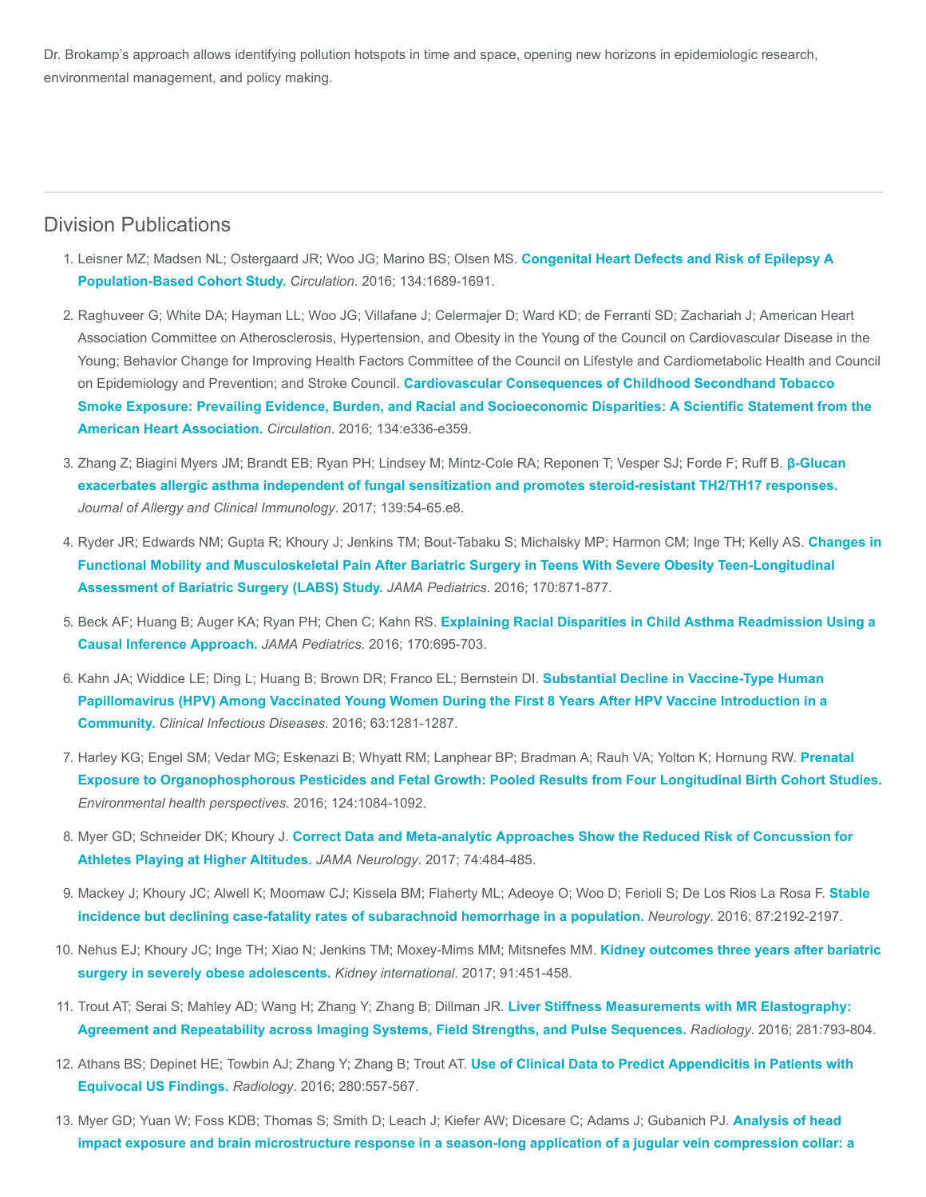Dr. Brokamp's approach allows identifying pollution hotspots in time and space, opening new horizons in epidemiologic research, environmental management, and policy making.

## Division Publications

1. Leisner MZ; Madsen NL; Ostergaard JR; Woo JG; Marino BS; Olsen MS. **Congenital Heart Defects and Risk of Epilepsy A Population-Based Cohort Study.** *Circulation*. 2016; 134:1689-1691.

2. Raghuveer G; White DA; Hayman LL; Woo JG; Villafane J; Celermajer D; Ward KD; de Ferranti SD; Zachariah J; American Heart Association Committee on Atherosclerosis, Hypertension, and Obesity in the Young of the Council on Cardiovascular Disease in the Young; Behavior Change for Improving Health Factors Committee of the Council on Lifestyle and Cardiometabolic Health and Council on Epidemiology and Prevention; and Stroke Council. **Cardiovascular Consequences of Childhood Secondhand Tobacco Smoke Exposure: Prevailing Evidence, Burden, and Racial and Socioeconomic Disparities: A Scientific Statement from the American Heart Association.** *Circulation*. 2016; 134:e336-e359.

3. Zhang Z; Biagini Myers JM; Brandt EB; Ryan PH; Lindsey M; Mintz-Cole RA; Reponen T; Vesper SJ; Forde F; Ruff B. **β-Glucan exacerbates allergic asthma independent of fungal sensitization and promotes steroid-resistant TH2/TH17 responses.** *Journal of Allergy and Clinical Immunology*. 2017; 139:54-65.e8.

4. Ryder JR; Edwards NM; Gupta R; Khoury J; Jenkins TM; Bout-Tabaku S; Michalsky MP; Harmon CM; Inge TH; Kelly AS. **Changes in Functional Mobility and Musculoskeletal Pain After Bariatric Surgery in Teens With Severe Obesity Teen-Longitudinal Assessment of Bariatric Surgery (LABS) Study.** *JAMA Pediatrics*. 2016; 170:871-877.

5. Beck AF; Huang B; Auger KA; Ryan PH; Chen C; Kahn RS. **Explaining Racial Disparities in Child Asthma Readmission Using a Causal Inference Approach.** *JAMA Pediatrics*. 2016; 170:695-703.

6. Kahn JA; Widdice LE; Ding L; Huang B; Brown DR; Franco EL; Bernstein DI. **Substantial Decline in Vaccine-Type Human Papillomavirus (HPV) Among Vaccinated Young Women During the First 8 Years After HPV Vaccine Introduction in a Community.** *Clinical Infectious Diseases*. 2016; 63:1281-1287.

7. Harley KG; Engel SM; Vedar MG; Eskenazi B; Whyatt RM; Lanphear BP; Bradman A; Rauh VA; Yolton K; Hornung RW. **Prenatal Exposure to Organophosphorous Pesticides and Fetal Growth: Pooled Results from Four Longitudinal Birth Cohort Studies.** *Environmental health perspectives*. 2016; 124:1084-1092.

8. Myer GD; Schneider DK; Khoury J. **Correct Data and Meta-analytic Approaches Show the Reduced Risk of Concussion for Athletes Playing at Higher Altitudes.** *JAMA Neurology*. 2017; 74:484-485.

9. Mackey J; Khoury JC; Alwell K; Moomaw CJ; Kissela BM; Flaherty ML; Adeoye O; Woo D; Ferioli S; De Los Rios La Rosa F. **Stable incidence but declining case-fatality rates of subarachnoid hemorrhage in a population.** *Neurology*. 2016; 87:2192-2197.

10. Nehus EJ; Khoury JC; Inge TH; Xiao N; Jenkins TM; Moxey-Mims MM; Mitsnefes MM. **Kidney outcomes three years after bariatric surgery in severely obese adolescents.** *Kidney international*. 2017; 91:451-458.

11. Trout AT; Serai S; Mahley AD; Wang H; Zhang Y; Zhang B; Dillman JR. **Liver Stiffness Measurements with MR Elastography: Agreement and Repeatability across Imaging Systems, Field Strengths, and Pulse Sequences.** *Radiology*. 2016; 281:793-804.

12. Athans BS; Depinet HE; Towbin AJ; Zhang Y; Zhang B; Trout AT. **Use of Clinical Data to Predict Appendicitis in Patients with Equivocal US Findings.** *Radiology*. 2016; 280:557-567.

13. Myer GD; Yuan W; Foss KDB; Thomas S; Smith D; Leach J; Kiefer AW; Dicesare C; Adams J; Gubanich PJ. **Analysis of head impact exposure and brain microstructure response in a season-long application of a jugular vein compression collar: a**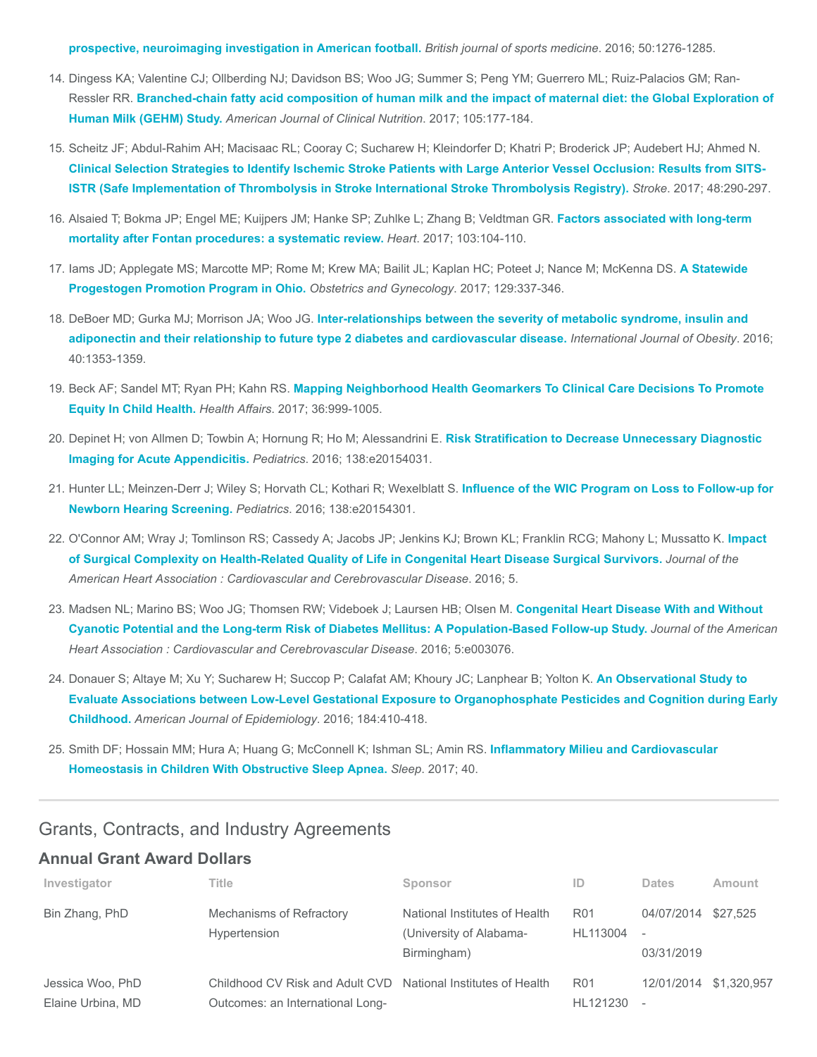prospective, neuroimaging investigation in American football.** *British journal of sports medicine*. 2016; 50:1276-1285.

14. Dingess KA; Valentine CJ; Ollberding NJ; Davidson BS; Woo JG; Summer S; Peng YM; Guerrero ML; Ruiz-Palacios GM; Ran-Ressler RR. **Branched-chain fatty acid composition of human milk and the impact of maternal diet: the Global Exploration of Human Milk (GEHM) Study.** *American Journal of Clinical Nutrition*. 2017; 105:177-184.

15. Scheitz JF; Abdul-Rahim AH; Macisaac RL; Cooray C; Sucharew H; Kleindorfer D; Khatri P; Broderick JP; Audebert HJ; Ahmed N. **Clinical Selection Strategies to Identify Ischemic Stroke Patients with Large Anterior Vessel Occlusion: Results from SITS-ISTR (Safe Implementation of Thrombolysis in Stroke International Stroke Thrombolysis Registry).** *Stroke*. 2017; 48:290-297.

16. Alsaied T; Bokma JP; Engel ME; Kuijpers JM; Hanke SP; Zuhlke L; Zhang B; Veldtman GR. **Factors associated with long-term mortality after Fontan procedures: a systematic review.** *Heart*. 2017; 103:104-110.

17. Iams JD; Applegate MS; Marcotte MP; Rome M; Krew MA; Bailit JL; Kaplan HC; Poteet J; Nance M; McKenna DS. **A Statewide Progestogen Promotion Program in Ohio.** *Obstetrics and Gynecology*. 2017; 129:337-346.

18. DeBoer MD; Gurka MJ; Morrison JA; Woo JG. **Inter-relationships between the severity of metabolic syndrome, insulin and adiponectin and their relationship to future type 2 diabetes and cardiovascular disease.** *International Journal of Obesity*. 2016; 40:1353-1359.

19. Beck AF; Sandel MT; Ryan PH; Kahn RS. **Mapping Neighborhood Health Geomarkers To Clinical Care Decisions To Promote Equity In Child Health.** *Health Affairs*. 2017; 36:999-1005.

20. Depinet H; von Allmen D; Towbin A; Hornung R; Ho M; Alessandrini E. **Risk Stratification to Decrease Unnecessary Diagnostic Imaging for Acute Appendicitis.** *Pediatrics*. 2016; 138:e20154031.

21. Hunter LL; Meinzen-Derr J; Wiley S; Horvath CL; Kothari R; Wexelblatt S. **Influence of the WIC Program on Loss to Follow-up for Newborn Hearing Screening.** *Pediatrics*. 2016; 138:e20154301.

22. O'Connor AM; Wray J; Tomlinson RS; Cassedy A; Jacobs JP; Jenkins KJ; Brown KL; Franklin RCG; Mahony L; Mussatto K. **Impact of Surgical Complexity on Health-Related Quality of Life in Congenital Heart Disease Surgical Survivors.** *Journal of the American Heart Association : Cardiovascular and Cerebrovascular Disease*. 2016; 5.

23. Madsen NL; Marino BS; Woo JG; Thomsen RW; Videboek J; Laursen HB; Olsen M. **Congenital Heart Disease With and Without Cyanotic Potential and the Long-term Risk of Diabetes Mellitus: A Population-Based Follow-up Study.** *Journal of the American Heart Association : Cardiovascular and Cerebrovascular Disease*. 2016; 5:e003076.

24. Donauer S; Altaye M; Xu Y; Sucharew H; Succop P; Calafat AM; Khoury JC; Lanphear B; Yolton K. **An Observational Study to Evaluate Associations between Low-Level Gestational Exposure to Organophosphate Pesticides and Cognition during Early Childhood.** *American Journal of Epidemiology*. 2016; 184:410-418.

25. Smith DF; Hossain MM; Hura A; Huang G; McConnell K; Ishman SL; Amin RS. **Inflammatory Milieu and Cardiovascular Homeostasis in Children With Obstructive Sleep Apnea.** *Sleep*. 2017; 40.

## Grants, Contracts, and Industry Agreements

### Annual Grant Award Dollars

| Investigator | Title | Sponsor | ID | Dates | Amount |
|---|---|---|---|---|---|
| Bin Zhang, PhD | Mechanisms of Refractory Hypertension | National Institutes of Health (University of Alabama-Birmingham) | R01 HL113004 | 04/07/2014 - 03/31/2019 | $27,525 |
| Jessica Woo, PhD<br>Elaine Urbina, MD | Childhood CV Risk and Adult CVD Outcomes: an International Long- | National Institutes of Health | R01 HL121230 | 12/01/2014 - | $1,320,957 |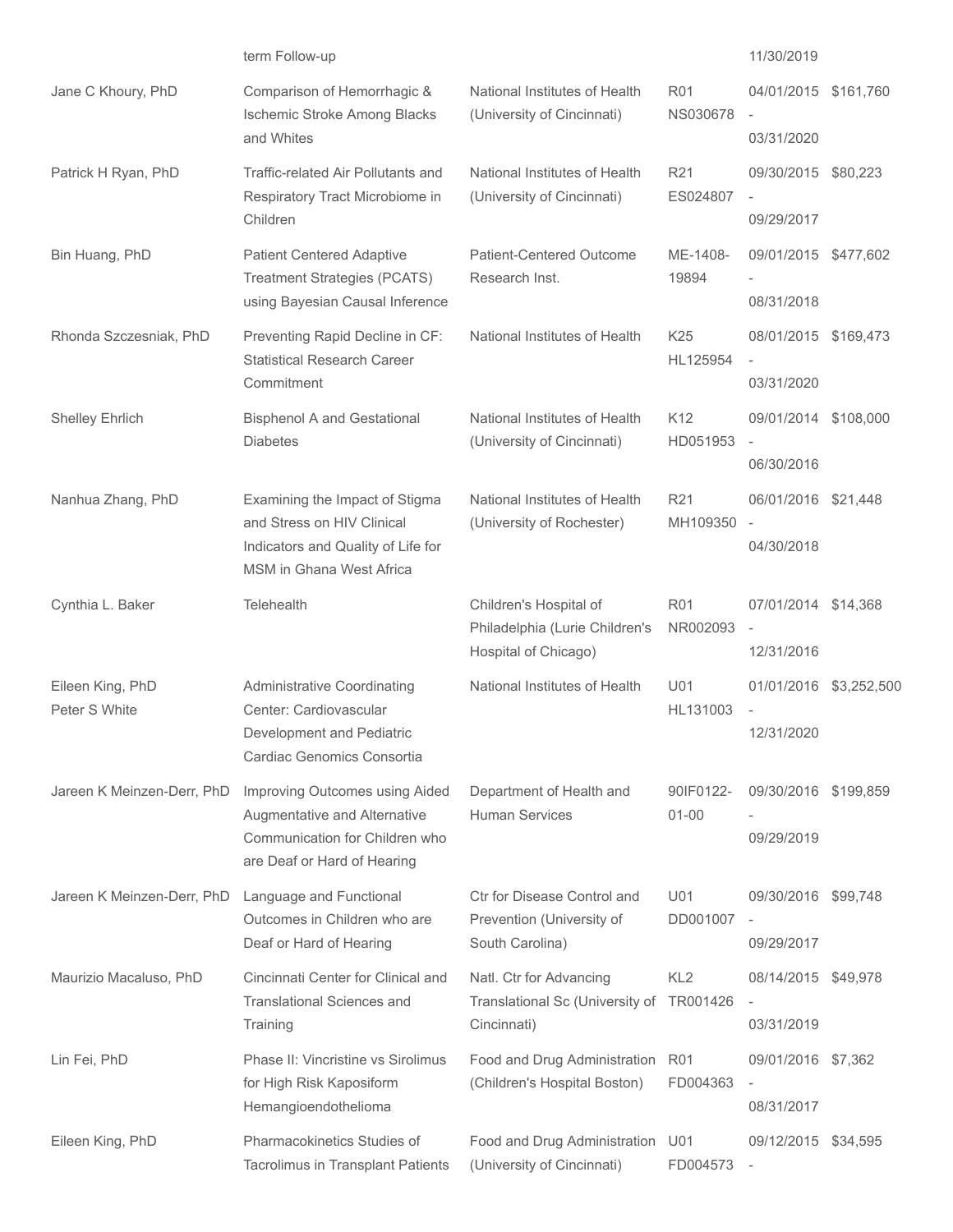| | term Follow-up | | | 11/30/2019 | |
|---|---|---|---|---|---|
| Jane C Khoury, PhD | Comparison of Hemorrhagic & Ischemic Stroke Among Blacks and Whites | National Institutes of Health (University of Cincinnati) | R01 NS030678 | 04/01/2015 - 03/31/2020 | $161,760 |
| Patrick H Ryan, PhD | Traffic-related Air Pollutants and Respiratory Tract Microbiome in Children | National Institutes of Health (University of Cincinnati) | R21 ES024807 | 09/30/2015 - 09/29/2017 | $80,223 |
| Bin Huang, PhD | Patient Centered Adaptive Treatment Strategies (PCATS) using Bayesian Causal Inference | Patient-Centered Outcome Research Inst. | ME-1408-19894 | 09/01/2015 - 08/31/2018 | $477,602 |
| Rhonda Szczesniak, PhD | Preventing Rapid Decline in CF: Statistical Research Career Commitment | National Institutes of Health | K25 HL125954 | 08/01/2015 - 03/31/2020 | $169,473 |
| Shelley Ehrlich | Bisphenol A and Gestational Diabetes | National Institutes of Health (University of Cincinnati) | K12 HD051953 | 09/01/2014 - 06/30/2016 | $108,000 |
| Nanhua Zhang, PhD | Examining the Impact of Stigma and Stress on HIV Clinical Indicators and Quality of Life for MSM in Ghana West Africa | National Institutes of Health (University of Rochester) | R21 MH109350 | 06/01/2016 - 04/30/2018 | $21,448 |
| Cynthia L. Baker | Telehealth | Children's Hospital of Philadelphia (Lurie Children's Hospital of Chicago) | R01 NR002093 | 07/01/2014 - 12/31/2016 | $14,368 |
| Eileen King, PhD<br>Peter S White | Administrative Coordinating Center: Cardiovascular Development and Pediatric Cardiac Genomics Consortia | National Institutes of Health | U01 HL131003 | 01/01/2016 - 12/31/2020 | $3,252,500 |
| Jareen K Meinzen-Derr, PhD | Improving Outcomes using Aided Augmentative and Alternative Communication for Children who are Deaf or Hard of Hearing | Department of Health and Human Services | 90IF0122-01-00 | 09/30/2016 - 09/29/2019 | $199,859 |
| Jareen K Meinzen-Derr, PhD | Language and Functional Outcomes in Children who are Deaf or Hard of Hearing | Ctr for Disease Control and Prevention (University of South Carolina) | U01 DD001007 | 09/30/2016 - 09/29/2017 | $99,748 |
| Maurizio Macaluso, PhD | Cincinnati Center for Clinical and Translational Sciences and Training | Natl. Ctr for Advancing Translational Sc (University of Cincinnati) | KL2 TR001426 | 08/14/2015 - 03/31/2019 | $49,978 |
| Lin Fei, PhD | Phase II: Vincristine vs Sirolimus for High Risk Kaposiform Hemangioendothelioma | Food and Drug Administration (Children's Hospital Boston) | R01 FD004363 | 09/01/2016 - 08/31/2017 | $7,362 |
| Eileen King, PhD | Pharmacokinetics Studies of Tacrolimus in Transplant Patients | Food and Drug Administration (University of Cincinnati) | U01 FD004573 | 09/12/2015 - | $34,595 |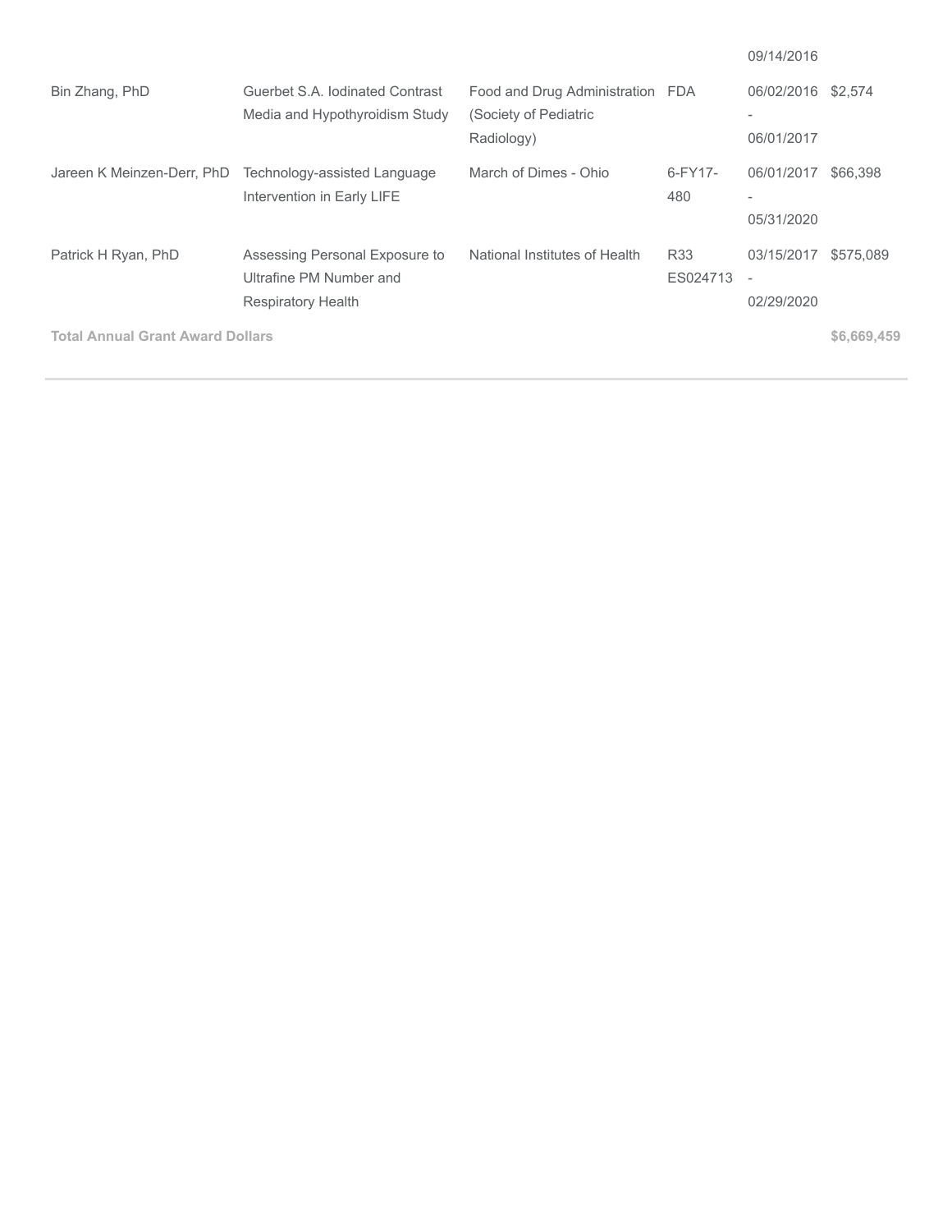| | | | | | |
|---|---|---|---|---|---|
| | | | | 09/14/2016 | |
| Bin Zhang, PhD | Guerbet S.A. Iodinated Contrast Media and Hypothyroidism Study | Food and Drug Administration (Society of Pediatric Radiology) | FDA | 06/02/2016 - 06/01/2017 | $2,574 |
| Jareen K Meinzen-Derr, PhD | Technology-assisted Language Intervention in Early LIFE | March of Dimes - Ohio | 6-FY17-480 | 06/01/2017 - 05/31/2020 | $66,398 |
| Patrick H Ryan, PhD | Assessing Personal Exposure to Ultrafine PM Number and Respiratory Health | National Institutes of Health | R33 ES024713 | 03/15/2017 - 02/29/2020 | $575,089 |
| **Total Annual Grant Award Dollars** | | | | | **$6,669,459** |